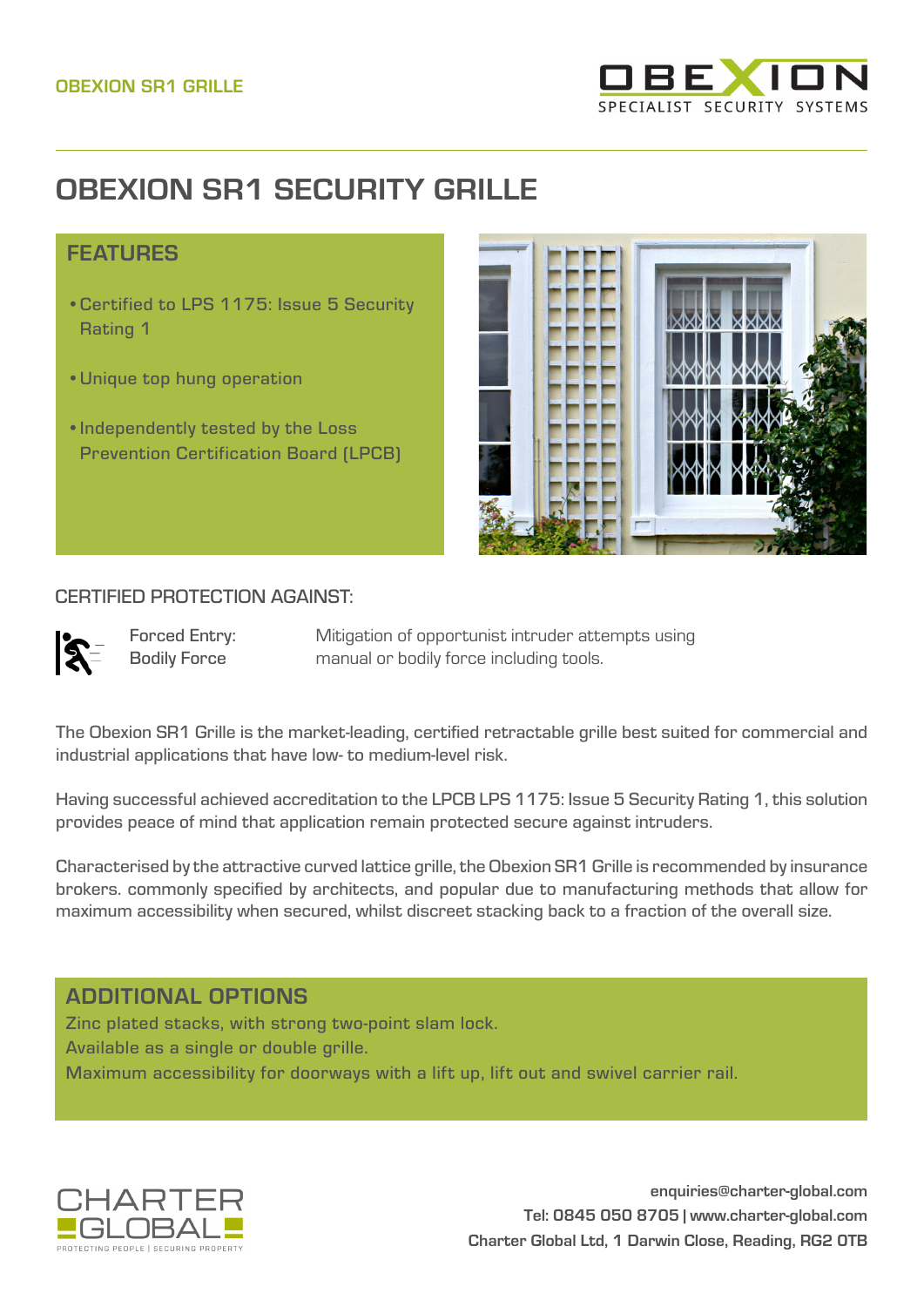OBEXION SR1 GRILLE

# OBEXION SR1 SECURITY GRILLE

## FEATURES

- Certified to LPS 1175: Issue 5 Security Rating 1
- Unique top hung operation
- Independently tested by the Loss Prevention Certification Board (LPCB)

## CERTIFIED PROTECTION AGAINST:

| | |
|---|---|
| Forced Entry: Bodily Force | Mitigation of opportunist intruder attempts using manual or bodily force including tools. |

The Obexion SR1 Grille is the market-leading, certified retractable grille best suited for commercial and industrial applications that have low- to medium-level risk.

Having successful achieved accreditation to the LPCB LPS 1175: Issue 5 Security Rating 1, this solution provides peace of mind that application remain protected secure against intruders.

Characterised by the attractive curved lattice grille, the Obexion SR1 Grille is recommended by insurance brokers. commonly specified by architects, and popular due to manufacturing methods that allow for maximum accessibility when secured, whilst discreet stacking back to a fraction of the overall size.

## ADDITIONAL OPTIONS

Zinc plated stacks, with strong two-point slam lock.
Available as a single or double grille.
Maximum accessibility for doorways with a lift up, lift out and swivel carrier rail.

enquiries@charter-global.com
Tel: 0845 050 8705 | www.charter-global.com
Charter Global Ltd, 1 Darwin Close, Reading, RG2 0TB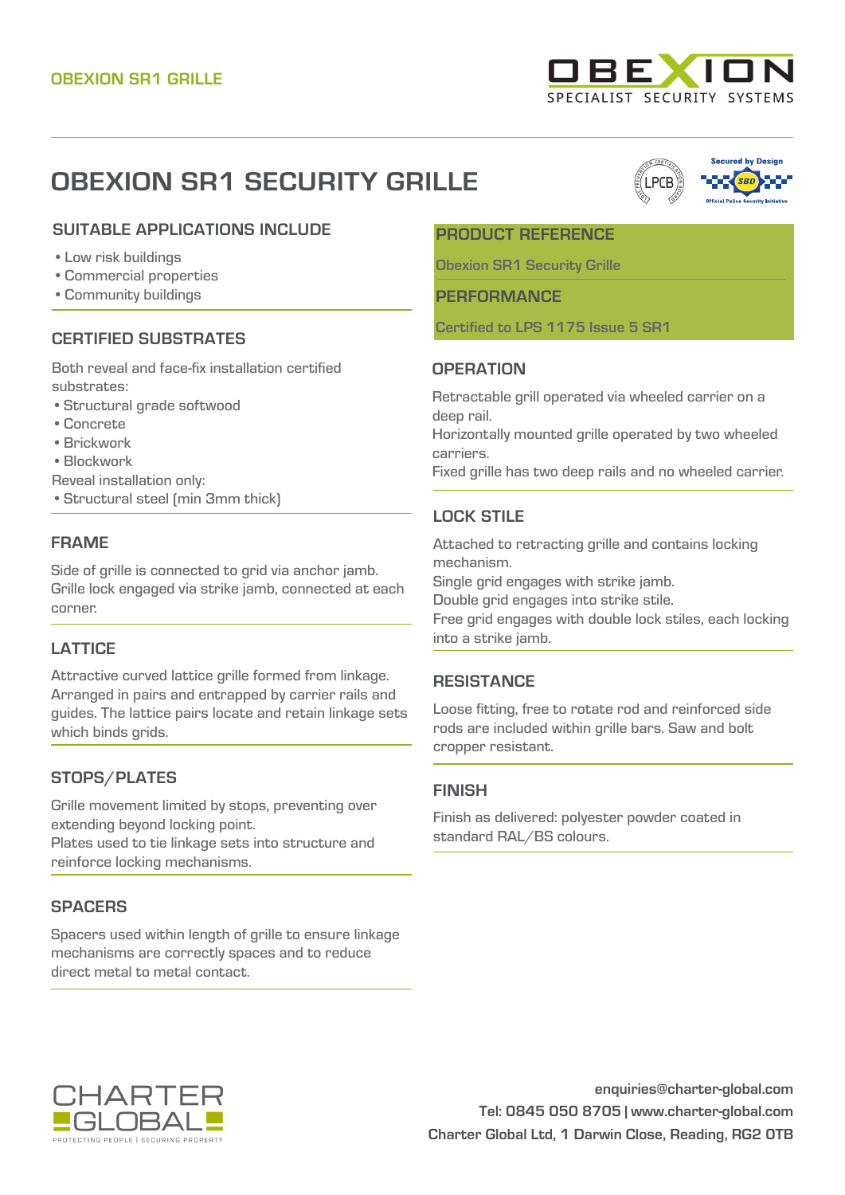OBEXION SR1 GRILLE

# OBEXION SR1 SECURITY GRILLE

## SUITABLE APPLICATIONS INCLUDE

- Low risk buildings
- Commercial properties
- Community buildings

## CERTIFIED SUBSTRATES

Both reveal and face-fix installation certified substrates:

- Structural grade softwood
- Concrete
- Brickwork
- Blockwork

Reveal installation only:

- Structural steel (min 3mm thick)

## FRAME

Side of grille is connected to grid via anchor jamb. Grille lock engaged via strike jamb, connected at each corner.

## LATTICE

Attractive curved lattice grille formed from linkage. Arranged in pairs and entrapped by carrier rails and guides. The lattice pairs locate and retain linkage sets which binds grids.

## STOPS/PLATES

Grille movement limited by stops, preventing over extending beyond locking point.
Plates used to tie linkage sets into structure and reinforce locking mechanisms.

## SPACERS

Spacers used within length of grille to ensure linkage mechanisms are correctly spaces and to reduce direct metal to metal contact.

## PRODUCT REFERENCE

Obexion SR1 Security Grille

## PERFORMANCE

Certified to LPS 1175 Issue 5 SR1

## OPERATION

Retractable grill operated via wheeled carrier on a deep rail.
Horizontally mounted grille operated by two wheeled carriers.
Fixed grille has two deep rails and no wheeled carrier.

## LOCK STILE

Attached to retracting grille and contains locking mechanism.
Single grid engages with strike jamb.
Double grid engages into strike stile.
Free grid engages with double lock stiles, each locking into a strike jamb.

## RESISTANCE

Loose fitting, free to rotate rod and reinforced side rods are included within grille bars. Saw and bolt cropper resistant.

## FINISH

Finish as delivered: polyester powder coated in standard RAL/BS colours.

enquiries@charter-global.com
Tel: 0845 050 8705 | www.charter-global.com
Charter Global Ltd, 1 Darwin Close, Reading, RG2 0TB